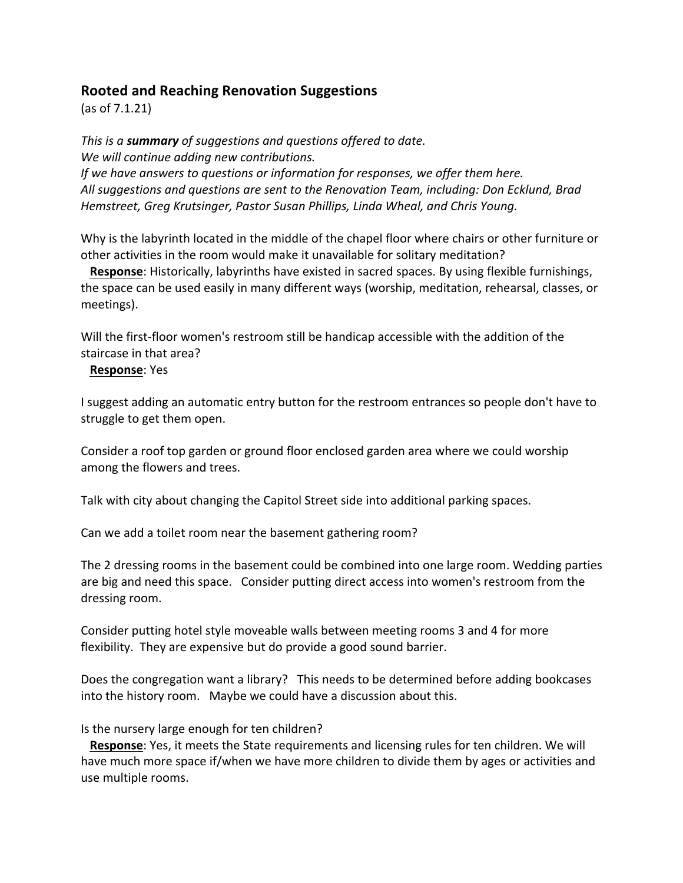## Rooted and Reaching Renovation Suggestions

(as of 7.1.21)

*This is a **summary** of suggestions and questions offered to date.*
*We will continue adding new contributions.*
*If we have answers to questions or information for responses, we offer them here.*
*All suggestions and questions are sent to the Renovation Team, including: Don Ecklund, Brad Hemstreet, Greg Krutsinger, Pastor Susan Phillips, Linda Wheal, and Chris Young.*

Why is the labyrinth located in the middle of the chapel floor where chairs or other furniture or other activities in the room would make it unavailable for solitary meditation?

**Response**: Historically, labyrinths have existed in sacred spaces. By using flexible furnishings, the space can be used easily in many different ways (worship, meditation, rehearsal, classes, or meetings).

Will the first-floor women's restroom still be handicap accessible with the addition of the staircase in that area?

**Response**: Yes

I suggest adding an automatic entry button for the restroom entrances so people don't have to struggle to get them open.

Consider a roof top garden or ground floor enclosed garden area where we could worship among the flowers and trees.

Talk with city about changing the Capitol Street side into additional parking spaces.

Can we add a toilet room near the basement gathering room?

The 2 dressing rooms in the basement could be combined into one large room. Wedding parties are big and need this space. Consider putting direct access into women's restroom from the dressing room.

Consider putting hotel style moveable walls between meeting rooms 3 and 4 for more flexibility. They are expensive but do provide a good sound barrier.

Does the congregation want a library? This needs to be determined before adding bookcases into the history room. Maybe we could have a discussion about this.

Is the nursery large enough for ten children?

**Response**: Yes, it meets the State requirements and licensing rules for ten children. We will have much more space if/when we have more children to divide them by ages or activities and use multiple rooms.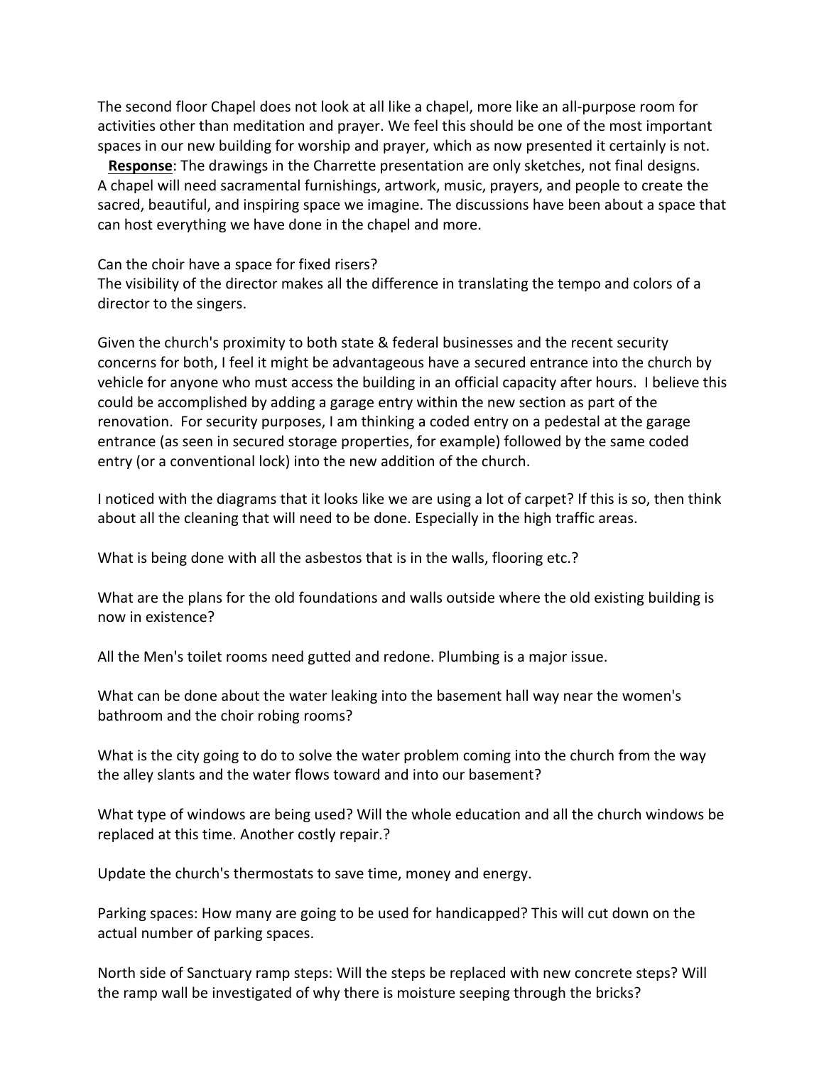The second floor Chapel does not look at all like a chapel, more like an all-purpose room for activities other than meditation and prayer. We feel this should be one of the most important spaces in our new building for worship and prayer, which as now presented it certainly is not.

**Response**: The drawings in the Charrette presentation are only sketches, not final designs. A chapel will need sacramental furnishings, artwork, music, prayers, and people to create the sacred, beautiful, and inspiring space we imagine. The discussions have been about a space that can host everything we have done in the chapel and more.

Can the choir have a space for fixed risers?
The visibility of the director makes all the difference in translating the tempo and colors of a director to the singers.

Given the church's proximity to both state & federal businesses and the recent security concerns for both, I feel it might be advantageous have a secured entrance into the church by vehicle for anyone who must access the building in an official capacity after hours. I believe this could be accomplished by adding a garage entry within the new section as part of the renovation. For security purposes, I am thinking a coded entry on a pedestal at the garage entrance (as seen in secured storage properties, for example) followed by the same coded entry (or a conventional lock) into the new addition of the church.

I noticed with the diagrams that it looks like we are using a lot of carpet? If this is so, then think about all the cleaning that will need to be done. Especially in the high traffic areas.

What is being done with all the asbestos that is in the walls, flooring etc.?

What are the plans for the old foundations and walls outside where the old existing building is now in existence?

All the Men's toilet rooms need gutted and redone. Plumbing is a major issue.

What can be done about the water leaking into the basement hall way near the women's bathroom and the choir robing rooms?

What is the city going to do to solve the water problem coming into the church from the way the alley slants and the water flows toward and into our basement?

What type of windows are being used? Will the whole education and all the church windows be replaced at this time. Another costly repair.?

Update the church's thermostats to save time, money and energy.

Parking spaces: How many are going to be used for handicapped? This will cut down on the actual number of parking spaces.

North side of Sanctuary ramp steps: Will the steps be replaced with new concrete steps? Will the ramp wall be investigated of why there is moisture seeping through the bricks?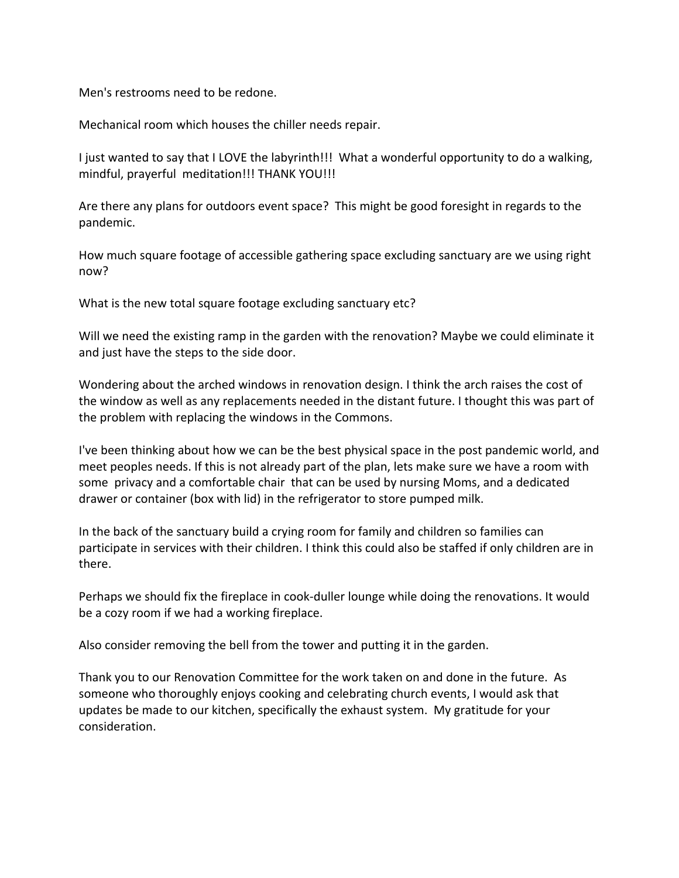Men's restrooms need to be redone.

Mechanical room which houses the chiller needs repair.

I just wanted to say that I LOVE the labyrinth!!! What a wonderful opportunity to do a walking, mindful, prayerful meditation!!! THANK YOU!!!

Are there any plans for outdoors event space? This might be good foresight in regards to the pandemic.

How much square footage of accessible gathering space excluding sanctuary are we using right now?

What is the new total square footage excluding sanctuary etc?

Will we need the existing ramp in the garden with the renovation? Maybe we could eliminate it and just have the steps to the side door.

Wondering about the arched windows in renovation design. I think the arch raises the cost of the window as well as any replacements needed in the distant future. I thought this was part of the problem with replacing the windows in the Commons.

I've been thinking about how we can be the best physical space in the post pandemic world, and meet peoples needs. If this is not already part of the plan, lets make sure we have a room with some privacy and a comfortable chair that can be used by nursing Moms, and a dedicated drawer or container (box with lid) in the refrigerator to store pumped milk.

In the back of the sanctuary build a crying room for family and children so families can participate in services with their children. I think this could also be staffed if only children are in there.

Perhaps we should fix the fireplace in cook-duller lounge while doing the renovations. It would be a cozy room if we had a working fireplace.

Also consider removing the bell from the tower and putting it in the garden.

Thank you to our Renovation Committee for the work taken on and done in the future. As someone who thoroughly enjoys cooking and celebrating church events, I would ask that updates be made to our kitchen, specifically the exhaust system. My gratitude for your consideration.